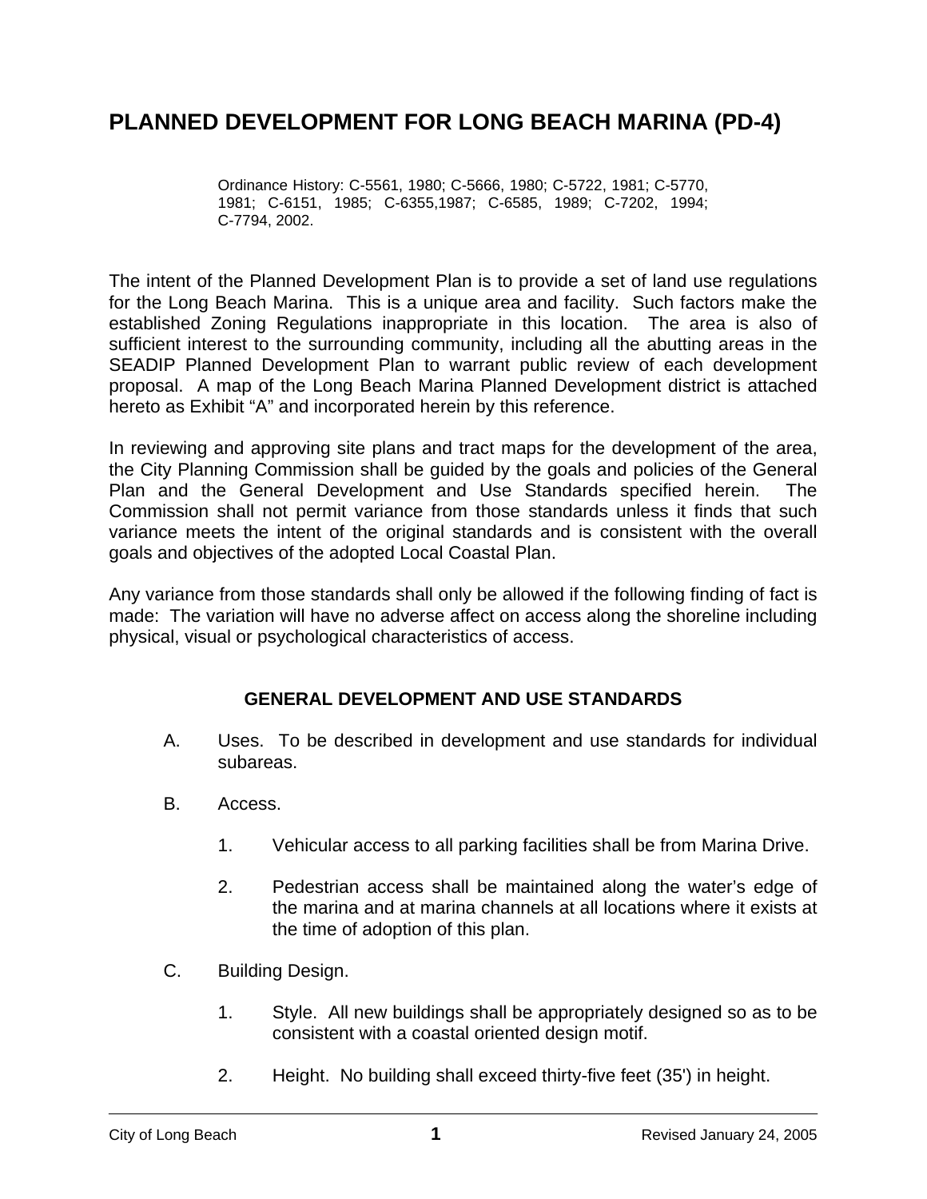# PLANNED DEVELOPMENT FOR LONG BEACH MARINA (PD-4)

Ordinance History: C-5561, 1980; C-5666, 1980; C-5722, 1981; C-5770, 1981; C-6151, 1985; C-6355,1987; C-6585, 1989; C-7202, 1994; C-7794, 2002.

The intent of the Planned Development Plan is to provide a set of land use regulations for the Long Beach Marina. This is a unique area and facility. Such factors make the established Zoning Regulations inappropriate in this location. The area is also of sufficient interest to the surrounding community, including all the abutting areas in the SEADIP Planned Development Plan to warrant public review of each development proposal. A map of the Long Beach Marina Planned Development district is attached hereto as Exhibit "A" and incorporated herein by this reference.

In reviewing and approving site plans and tract maps for the development of the area, the City Planning Commission shall be guided by the goals and policies of the General Plan and the General Development and Use Standards specified herein. The Commission shall not permit variance from those standards unless it finds that such variance meets the intent of the original standards and is consistent with the overall goals and objectives of the adopted Local Coastal Plan.

Any variance from those standards shall only be allowed if the following finding of fact is made: The variation will have no adverse affect on access along the shoreline including physical, visual or psychological characteristics of access.

## GENERAL DEVELOPMENT AND USE STANDARDS

A. Uses. To be described in development and use standards for individual subareas.

B. Access.

1. Vehicular access to all parking facilities shall be from Marina Drive.

2. Pedestrian access shall be maintained along the water's edge of the marina and at marina channels at all locations where it exists at the time of adoption of this plan.

C. Building Design.

1. Style. All new buildings shall be appropriately designed so as to be consistent with a coastal oriented design motif.

2. Height. No building shall exceed thirty-five feet (35') in height.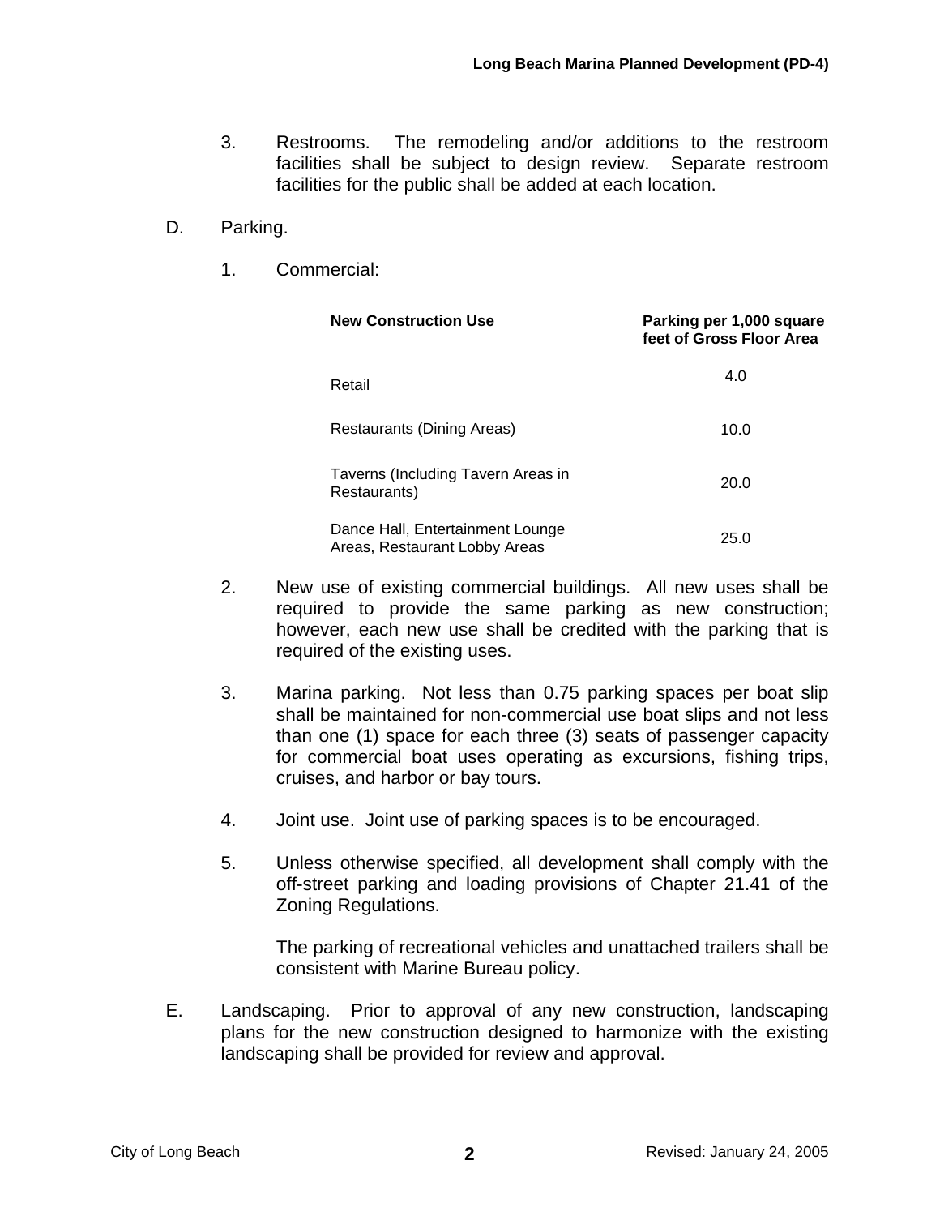3. Restrooms. The remodeling and/or additions to the restroom facilities shall be subject to design review. Separate restroom facilities for the public shall be added at each location.

D. Parking.

1. Commercial:

| New Construction Use | Parking per 1,000 square feet of Gross Floor Area |
|---|---|
| Retail | 4.0 |
| Restaurants (Dining Areas) | 10.0 |
| Taverns (Including Tavern Areas in Restaurants) | 20.0 |
| Dance Hall, Entertainment Lounge Areas, Restaurant Lobby Areas | 25.0 |

2. New use of existing commercial buildings. All new uses shall be required to provide the same parking as new construction; however, each new use shall be credited with the parking that is required of the existing uses.

3. Marina parking. Not less than 0.75 parking spaces per boat slip shall be maintained for non-commercial use boat slips and not less than one (1) space for each three (3) seats of passenger capacity for commercial boat uses operating as excursions, fishing trips, cruises, and harbor or bay tours.

4. Joint use. Joint use of parking spaces is to be encouraged.

5. Unless otherwise specified, all development shall comply with the off-street parking and loading provisions of Chapter 21.41 of the Zoning Regulations.

   The parking of recreational vehicles and unattached trailers shall be consistent with Marine Bureau policy.

E. Landscaping. Prior to approval of any new construction, landscaping plans for the new construction designed to harmonize with the existing landscaping shall be provided for review and approval.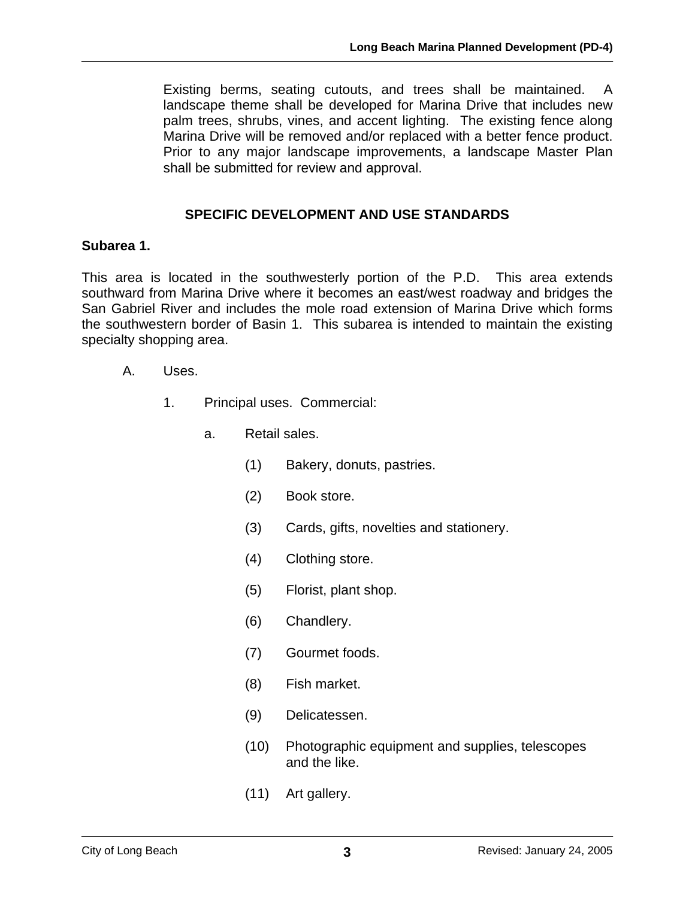Existing berms, seating cutouts, and trees shall be maintained. A landscape theme shall be developed for Marina Drive that includes new palm trees, shrubs, vines, and accent lighting. The existing fence along Marina Drive will be removed and/or replaced with a better fence product. Prior to any major landscape improvements, a landscape Master Plan shall be submitted for review and approval.

## SPECIFIC DEVELOPMENT AND USE STANDARDS

**Subarea 1.**

This area is located in the southwesterly portion of the P.D. This area extends southward from Marina Drive where it becomes an east/west roadway and bridges the San Gabriel River and includes the mole road extension of Marina Drive which forms the southwestern border of Basin 1. This subarea is intended to maintain the existing specialty shopping area.

A. Uses.

1. Principal uses. Commercial:

   a. Retail sales.

      (1) Bakery, donuts, pastries.

      (2) Book store.

      (3) Cards, gifts, novelties and stationery.

      (4) Clothing store.

      (5) Florist, plant shop.

      (6) Chandlery.

      (7) Gourmet foods.

      (8) Fish market.

      (9) Delicatessen.

      (10) Photographic equipment and supplies, telescopes and the like.

      (11) Art gallery.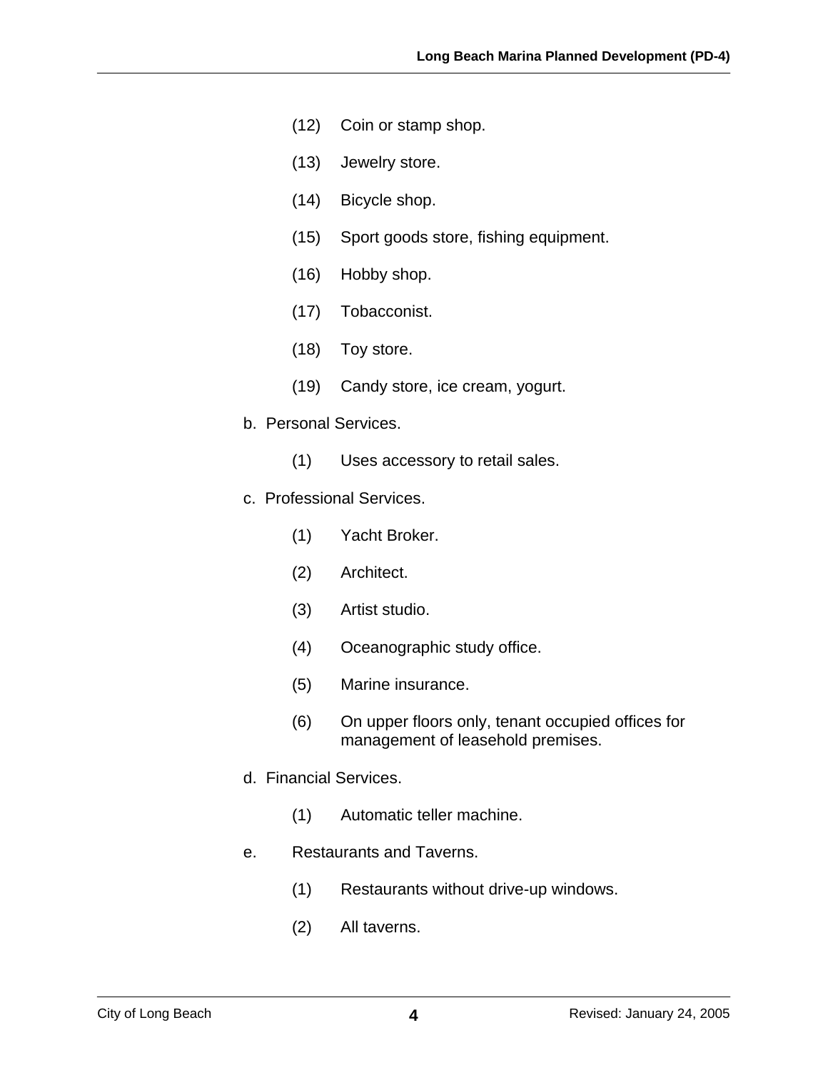(12) Coin or stamp shop.

(13) Jewelry store.

(14) Bicycle shop.

(15) Sport goods store, fishing equipment.

(16) Hobby shop.

(17) Tobacconist.

(18) Toy store.

(19) Candy store, ice cream, yogurt.

b. Personal Services.

(1) Uses accessory to retail sales.

c. Professional Services.

(1) Yacht Broker.

(2) Architect.

(3) Artist studio.

(4) Oceanographic study office.

(5) Marine insurance.

(6) On upper floors only, tenant occupied offices for management of leasehold premises.

d. Financial Services.

(1) Automatic teller machine.

e. Restaurants and Taverns.

(1) Restaurants without drive-up windows.

(2) All taverns.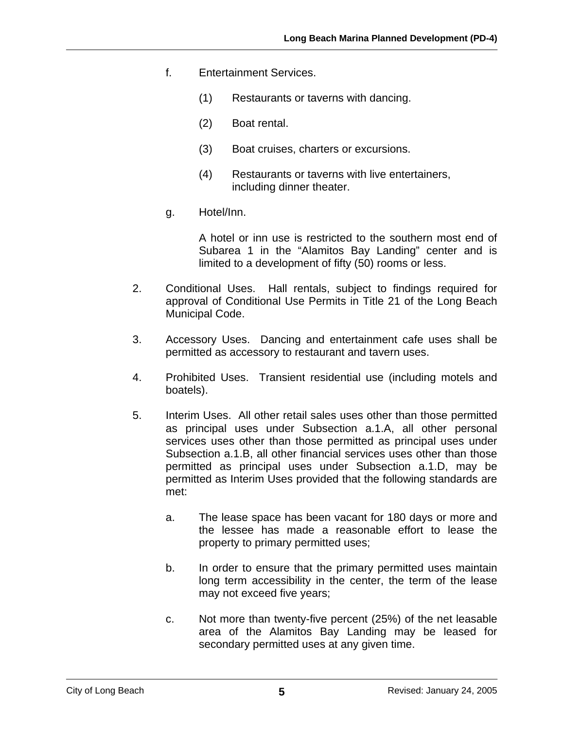f. Entertainment Services.

   (1) Restaurants or taverns with dancing.

   (2) Boat rental.

   (3) Boat cruises, charters or excursions.

   (4) Restaurants or taverns with live entertainers, including dinner theater.

g. Hotel/Inn.

   A hotel or inn use is restricted to the southern most end of Subarea 1 in the "Alamitos Bay Landing" center and is limited to a development of fifty (50) rooms or less.

2. Conditional Uses. Hall rentals, subject to findings required for approval of Conditional Use Permits in Title 21 of the Long Beach Municipal Code.

3. Accessory Uses. Dancing and entertainment cafe uses shall be permitted as accessory to restaurant and tavern uses.

4. Prohibited Uses. Transient residential use (including motels and boatels).

5. Interim Uses. All other retail sales uses other than those permitted as principal uses under Subsection a.1.A, all other personal services uses other than those permitted as principal uses under Subsection a.1.B, all other financial services uses other than those permitted as principal uses under Subsection a.1.D, may be permitted as Interim Uses provided that the following standards are met:

   a. The lease space has been vacant for 180 days or more and the lessee has made a reasonable effort to lease the property to primary permitted uses;

   b. In order to ensure that the primary permitted uses maintain long term accessibility in the center, the term of the lease may not exceed five years;

   c. Not more than twenty-five percent (25%) of the net leasable area of the Alamitos Bay Landing may be leased for secondary permitted uses at any given time.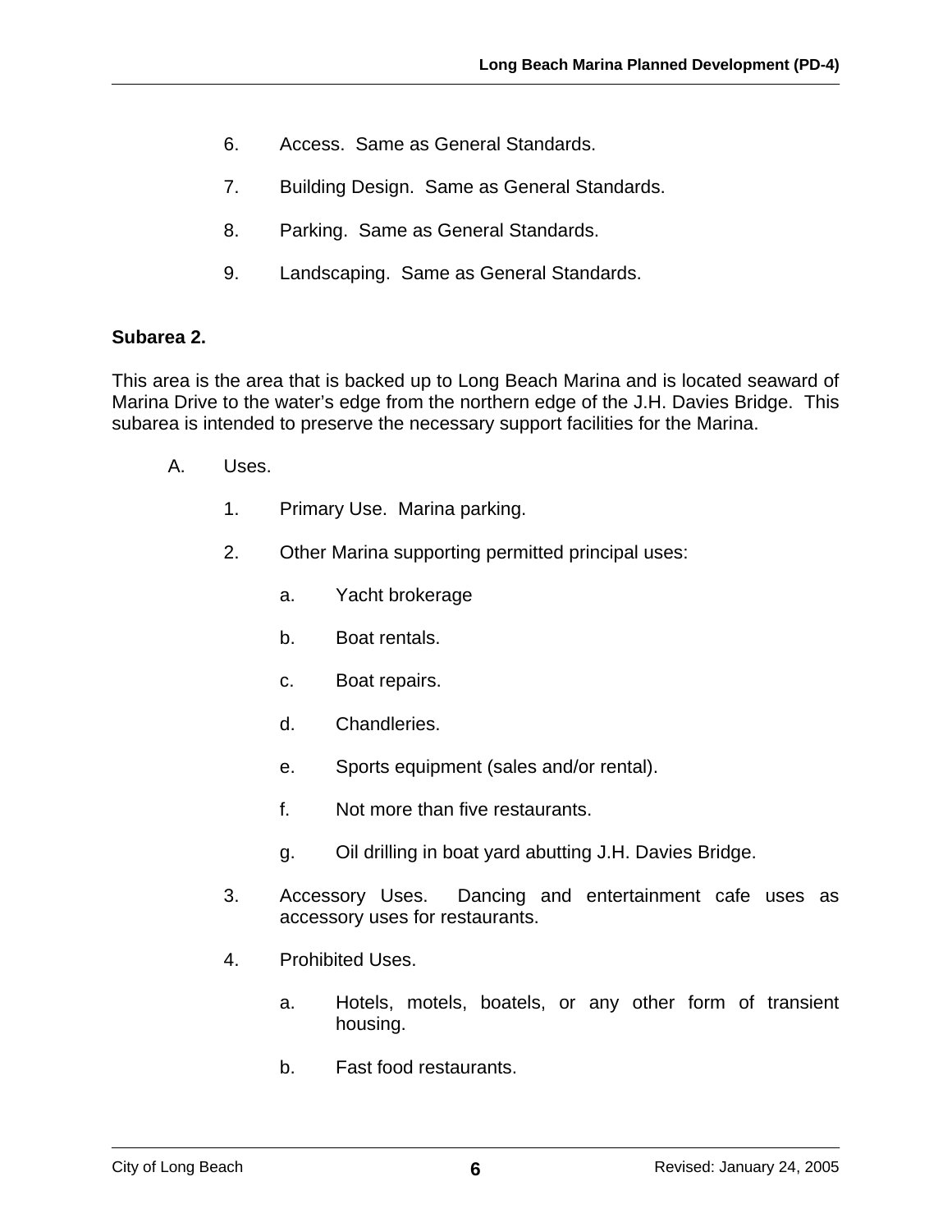6. Access. Same as General Standards.

7. Building Design. Same as General Standards.

8. Parking. Same as General Standards.

9. Landscaping. Same as General Standards.

**Subarea 2.**

This area is the area that is backed up to Long Beach Marina and is located seaward of Marina Drive to the water's edge from the northern edge of the J.H. Davies Bridge. This subarea is intended to preserve the necessary support facilities for the Marina.

A. Uses.

   1. Primary Use. Marina parking.

   2. Other Marina supporting permitted principal uses:

      a. Yacht brokerage

      b. Boat rentals.

      c. Boat repairs.

      d. Chandleries.

      e. Sports equipment (sales and/or rental).

      f. Not more than five restaurants.

      g. Oil drilling in boat yard abutting J.H. Davies Bridge.

   3. Accessory Uses. Dancing and entertainment cafe uses as accessory uses for restaurants.

   4. Prohibited Uses.

      a. Hotels, motels, boatels, or any other form of transient housing.

      b. Fast food restaurants.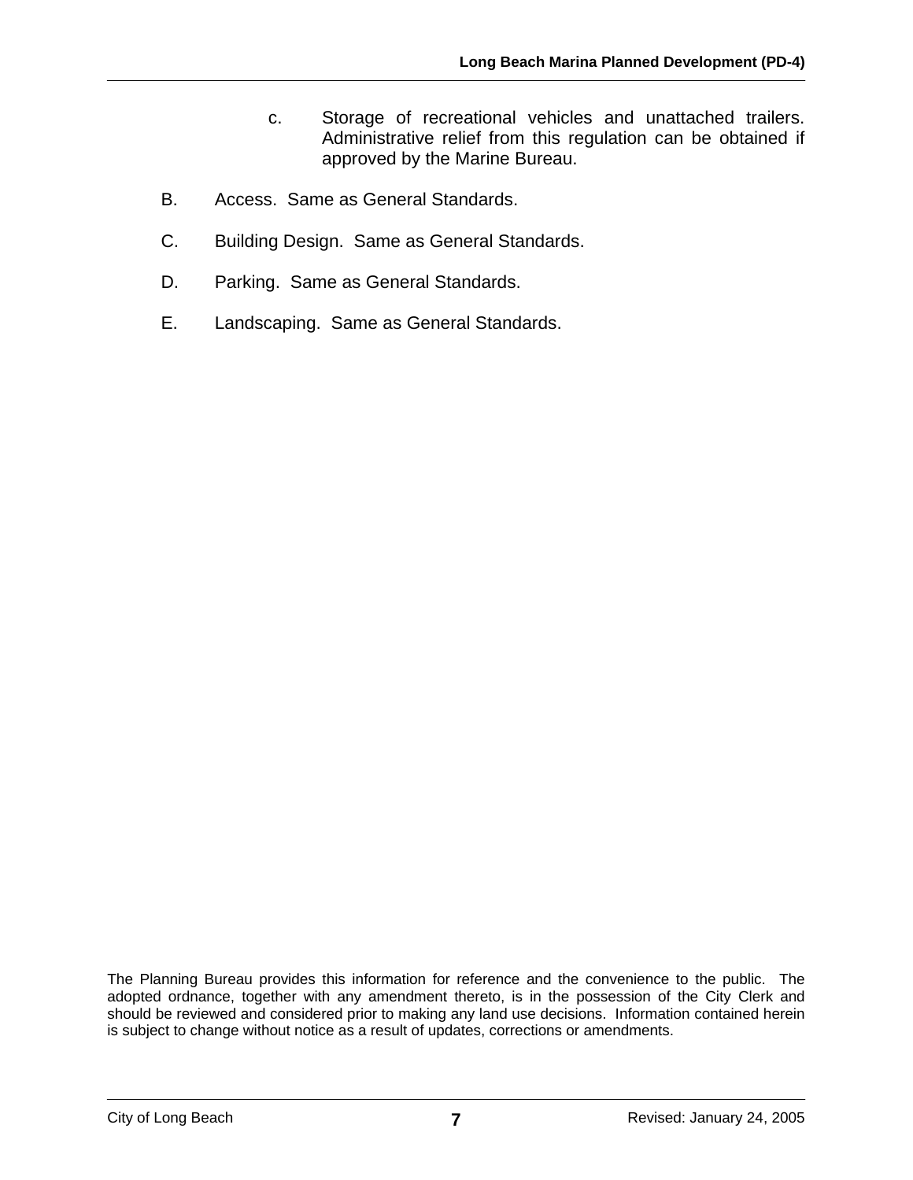c. Storage of recreational vehicles and unattached trailers. Administrative relief from this regulation can be obtained if approved by the Marine Bureau.

B. Access. Same as General Standards.

C. Building Design. Same as General Standards.

D. Parking. Same as General Standards.

E. Landscaping. Same as General Standards.

The Planning Bureau provides this information for reference and the convenience to the public. The adopted ordnance, together with any amendment thereto, is in the possession of the City Clerk and should be reviewed and considered prior to making any land use decisions. Information contained herein is subject to change without notice as a result of updates, corrections or amendments.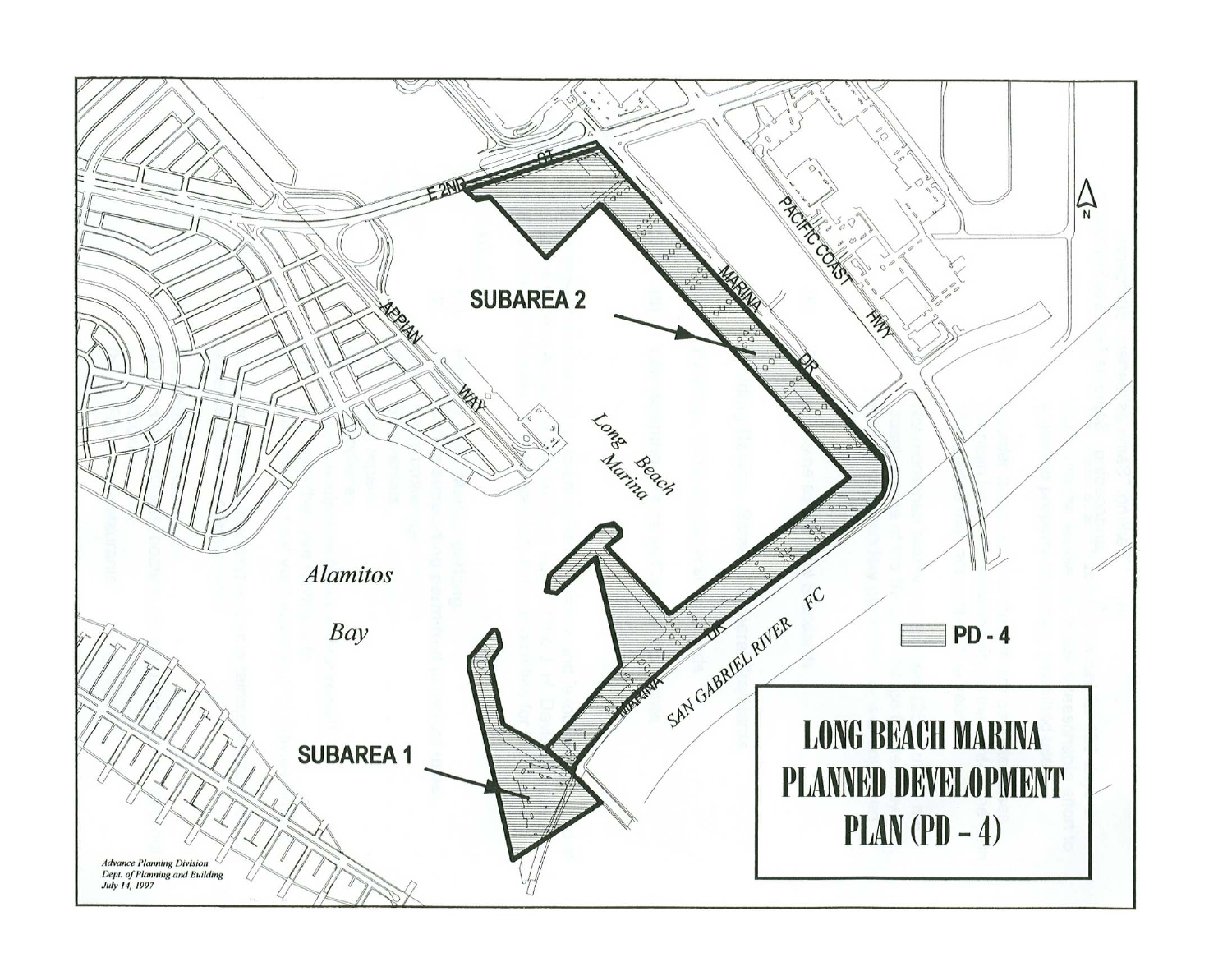E 2ND ST

PACIFIC COAST HWY

MARINA DR

APPIAN WAY

SUBAREA 2

Long Beach Marina

Alamitos

Bay

SAN GABRIEL RIVER FC

MARINA DR

SUBAREA 1

PD - 4

N

# LONG BEACH MARINA PLANNED DEVELOPMENT PLAN (PD - 4)

*Advance Planning Division*
*Dept. of Planning and Building*
*July 14, 1997*